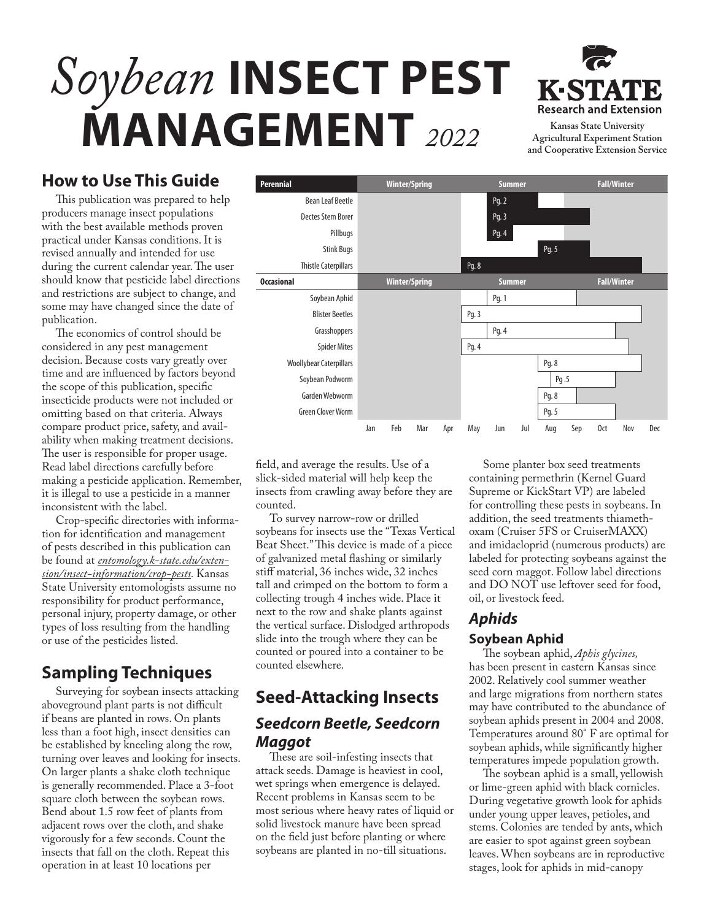# *Soybean* INSECT PEST MANAGEMENT 2022

K-STATE Research and Extension

Kansas State University Agricultural Experiment Station and Cooperative Extension Service

## How to Use This Guide

This publication was prepared to help producers manage insect populations with the best available methods proven practical under Kansas conditions. It is revised annually and intended for use during the current calendar year. The user should know that pesticide label directions and restrictions are subject to change, and some may have changed since the date of publication.

The economics of control should be considered in any pest management decision. Because costs vary greatly over time and are influenced by factors beyond the scope of this publication, specific insecticide products were not included or omitting based on that criteria. Always compare product price, safety, and availability when making treatment decisions. The user is responsible for proper usage. Read label directions carefully before making a pesticide application. Remember, it is illegal to use a pesticide in a manner inconsistent with the label.

Crop-specific directories with information for identification and management of pests described in this publication can be found at *entomology.k-state.edu/extension/insect-information/crop-pests.* Kansas State University entomologists assume no responsibility for product performance, personal injury, property damage, or other types of loss resulting from the handling or use of the pesticides listed.

| Pest | Page | Winter/Spring | Summer | Fall/Winter |
|---|---|---|---|---|
| **Perennial** | | | | |
| Bean Leaf Beetle | Pg. 2 | | | |
| Dectes Stem Borer | Pg. 3 | | | |
| Pillbugs | Pg. 4 | | | |
| Stink Bugs | Pg. 5 | | | |
| Thistle Caterpillars | Pg. 8 | | | |
| **Occasional** | | | | |
| Soybean Aphid | Pg. 1 | | | |
| Blister Beetles | Pg. 3 | | | |
| Grasshoppers | Pg. 4 | | | |
| Spider Mites | Pg. 4 | | | |
| Woollybear Caterpillars | Pg. 8 | | | |
| Soybean Podworm | Pg .5 | | | |
| Garden Webworm | Pg. 8 | | | |
| Green Clover Worm | Pg. 5 | | | |

## Sampling Techniques

Surveying for soybean insects attacking aboveground plant parts is not difficult if beans are planted in rows. On plants less than a foot high, insect densities can be established by kneeling along the row, turning over leaves and looking for insects. On larger plants a shake cloth technique is generally recommended. Place a 3-foot square cloth between the soybean rows. Bend about 1.5 row feet of plants from adjacent rows over the cloth, and shake vigorously for a few seconds. Count the insects that fall on the cloth. Repeat this operation in at least 10 locations per field, and average the results. Use of a slick-sided material will help keep the insects from crawling away before they are counted.

To survey narrow-row or drilled soybeans for insects use the "Texas Vertical Beat Sheet." This device is made of a piece of galvanized metal flashing or similarly stiff material, 36 inches wide, 32 inches tall and crimped on the bottom to form a collecting trough 4 inches wide. Place it next to the row and shake plants against the vertical surface. Dislodged arthropods slide into the trough where they can be counted or poured into a container to be counted elsewhere.

## Seed-Attacking Insects

### *Seedcorn Beetle, Seedcorn Maggot*

These are soil-infesting insects that attack seeds. Damage is heaviest in cool, wet springs when emergence is delayed. Recent problems in Kansas seem to be most serious where heavy rates of liquid or solid livestock manure have been spread on the field just before planting or where soybeans are planted in no-till situations.

Some planter box seed treatments containing permethrin (Kernel Guard Supreme or KickStart VP) are labeled for controlling these pests in soybeans. In addition, the seed treatments thiamethoxam (Cruiser 5FS or CruiserMAXX) and imidacloprid (numerous products) are labeled for protecting soybeans against the seed corn maggot. Follow label directions and DO NOT use leftover seed for food, oil, or livestock feed.

## *Aphids*

### Soybean Aphid

The soybean aphid, *Aphis glycines,* has been present in eastern Kansas since 2002. Relatively cool summer weather and large migrations from northern states may have contributed to the abundance of soybean aphids present in 2004 and 2008. Temperatures around 80° F are optimal for soybean aphids, while significantly higher temperatures impede population growth.

The soybean aphid is a small, yellowish or lime-green aphid with black cornicles. During vegetative growth look for aphids under young upper leaves, petioles, and stems. Colonies are tended by ants, which are easier to spot against green soybean leaves. When soybeans are in reproductive stages, look for aphids in mid-canopy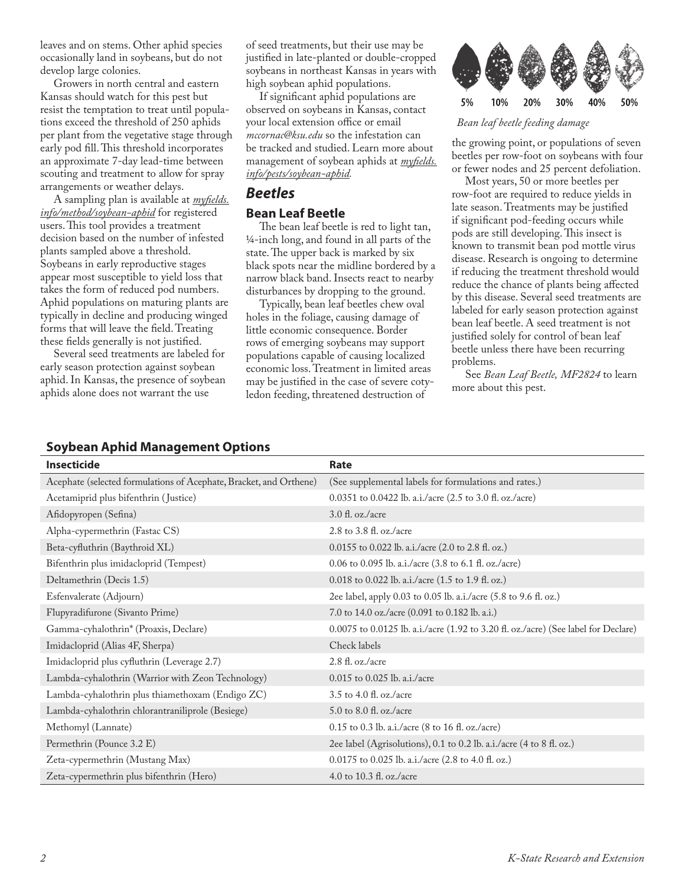leaves and on stems. Other aphid species occasionally land in soybeans, but do not develop large colonies.

Growers in north central and eastern Kansas should watch for this pest but resist the temptation to treat until populations exceed the threshold of 250 aphids per plant from the vegetative stage through early pod fill. This threshold incorporates an approximate 7-day lead-time between scouting and treatment to allow for spray arrangements or weather delays.

A sampling plan is available at *myfields.info/method/soybean-aphid* for registered users. This tool provides a treatment decision based on the number of infested plants sampled above a threshold. Soybeans in early reproductive stages appear most susceptible to yield loss that takes the form of reduced pod numbers. Aphid populations on maturing plants are typically in decline and producing winged forms that will leave the field. Treating these fields generally is not justified.

Several seed treatments are labeled for early season protection against soybean aphid. In Kansas, the presence of soybean aphids alone does not warrant the use of seed treatments, but their use may be justified in late-planted or double-cropped soybeans in northeast Kansas in years with high soybean aphid populations.

If significant aphid populations are observed on soybeans in Kansas, contact your local extension office or email *mccornac@ksu.edu* so the infestation can be tracked and studied. Learn more about management of soybean aphids at *myfields.info/pests/soybean-aphid*.

## Beetles

### Bean Leaf Beetle

The bean leaf beetle is red to light tan, ¼-inch long, and found in all parts of the state. The upper back is marked by six black spots near the midline bordered by a narrow black band. Insects react to nearby disturbances by dropping to the ground.

Typically, bean leaf beetles chew oval holes in the foliage, causing damage of little economic consequence. Border rows of emerging soybeans may support populations capable of causing localized economic loss. Treatment in limited areas may be justified in the case of severe cotyledon feeding, threatened destruction of the growing point, or populations of seven beetles per row-foot on soybeans with four or fewer nodes and 25 percent defoliation.

5% 10% 20% 30% 40% 50%

*Bean leaf beetle feeding damage*

Most years, 50 or more beetles per row-foot are required to reduce yields in late season. Treatments may be justified if significant pod-feeding occurs while pods are still developing. This insect is known to transmit bean pod mottle virus disease. Research is ongoing to determine if reducing the treatment threshold would reduce the chance of plants being affected by this disease. Several seed treatments are labeled for early season protection against bean leaf beetle. A seed treatment is not justified solely for control of bean leaf beetle unless there have been recurring problems.

See *Bean Leaf Beetle, MF2824* to learn more about this pest.

### Soybean Aphid Management Options

| Insecticide | Rate |
|---|---|
| Acephate (selected formulations of Acephate, Bracket, and Orthene) | (See supplemental labels for formulations and rates.) |
| Acetamiprid plus bifenthrin (Justice) | 0.0351 to 0.0422 lb. a.i./acre (2.5 to 3.0 fl. oz./acre) |
| Afidopyropen (Sefina) | 3.0 fl. oz./acre |
| Alpha-cypermethrin (Fastac CS) | 2.8 to 3.8 fl. oz./acre |
| Beta-cyfluthrin (Baythroid XL) | 0.0155 to 0.022 lb. a.i./acre (2.0 to 2.8 fl. oz.) |
| Bifenthrin plus imidacloprid (Tempest) | 0.06 to 0.095 lb. a.i./acre (3.8 to 6.1 fl. oz./acre) |
| Deltamethrin (Decis 1.5) | 0.018 to 0.022 lb. a.i./acre (1.5 to 1.9 fl. oz.) |
| Esfenvalerate (Adjourn) | 2ee label, apply 0.03 to 0.05 lb. a.i./acre (5.8 to 9.6 fl. oz.) |
| Flupyradifurone (Sivanto Prime) | 7.0 to 14.0 oz./acre (0.091 to 0.182 lb. a.i.) |
| Gamma-cyhalothrin* (Proaxis, Declare) | 0.0075 to 0.0125 lb. a.i./acre (1.92 to 3.20 fl. oz./acre) (See label for Declare) |
| Imidacloprid (Alias 4F, Sherpa) | Check labels |
| Imidacloprid plus cyfluthrin (Leverage 2.7) | 2.8 fl. oz./acre |
| Lambda-cyhalothrin (Warrior with Zeon Technology) | 0.015 to 0.025 lb. a.i./acre |
| Lambda-cyhalothrin plus thiamethoxam (Endigo ZC) | 3.5 to 4.0 fl. oz./acre |
| Lambda-cyhalothrin chlorantraniliprole (Besiege) | 5.0 to 8.0 fl. oz./acre |
| Methomyl (Lannate) | 0.15 to 0.3 lb. a.i./acre (8 to 16 fl. oz./acre) |
| Permethrin (Pounce 3.2 E) | 2ee label (Agrisolutions), 0.1 to 0.2 lb. a.i./acre (4 to 8 fl. oz.) |
| Zeta-cypermethrin (Mustang Max) | 0.0175 to 0.025 lb. a.i./acre (2.8 to 4.0 fl. oz.) |
| Zeta-cypermethrin plus bifenthrin (Hero) | 4.0 to 10.3 fl. oz./acre |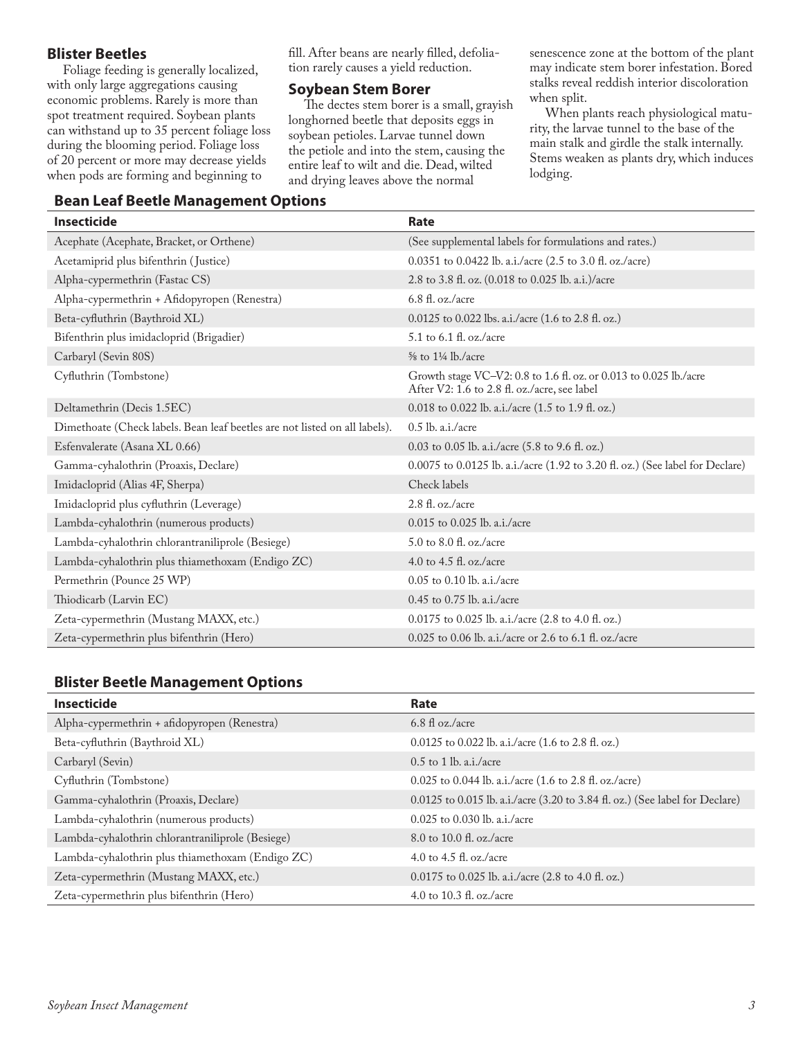## Blister Beetles

Foliage feeding is generally localized, with only large aggregations causing economic problems. Rarely is more than spot treatment required. Soybean plants can withstand up to 35 percent foliage loss during the blooming period. Foliage loss of 20 percent or more may decrease yields when pods are forming and beginning to fill. After beans are nearly filled, defoliation rarely causes a yield reduction.

## Soybean Stem Borer

The dectes stem borer is a small, grayish longhorned beetle that deposits eggs in soybean petioles. Larvae tunnel down the petiole and into the stem, causing the entire leaf to wilt and die. Dead, wilted and drying leaves above the normal senescence zone at the bottom of the plant may indicate stem borer infestation. Bored stalks reveal reddish interior discoloration when split.

When plants reach physiological maturity, the larvae tunnel to the base of the main stalk and girdle the stalk internally. Stems weaken as plants dry, which induces lodging.

### Bean Leaf Beetle Management Options

| Insecticide | Rate |
|---|---|
| Acephate (Acephate, Bracket, or Orthene) | (See supplemental labels for formulations and rates.) |
| Acetamiprid plus bifenthrin (Justice) | 0.0351 to 0.0422 lb. a.i./acre (2.5 to 3.0 fl. oz./acre) |
| Alpha-cypermethrin (Fastac CS) | 2.8 to 3.8 fl. oz. (0.018 to 0.025 lb. a.i.)/acre |
| Alpha-cypermethrin + Afidopyropen (Renestra) | 6.8 fl. oz./acre |
| Beta-cyfluthrin (Baythroid XL) | 0.0125 to 0.022 lbs. a.i./acre (1.6 to 2.8 fl. oz.) |
| Bifenthrin plus imidacloprid (Brigadier) | 5.1 to 6.1 fl. oz./acre |
| Carbaryl (Sevin 80S) | ⅝ to 1¼ lb./acre |
| Cyfluthrin (Tombstone) | Growth stage VC–V2: 0.8 to 1.6 fl. oz. or 0.013 to 0.025 lb./acre<br>After V2: 1.6 to 2.8 fl. oz./acre, see label |
| Deltamethrin (Decis 1.5EC) | 0.018 to 0.022 lb. a.i./acre (1.5 to 1.9 fl. oz.) |
| Dimethoate (Check labels. Bean leaf beetles are not listed on all labels). | 0.5 lb. a.i./acre |
| Esfenvalerate (Asana XL 0.66) | 0.03 to 0.05 lb. a.i./acre (5.8 to 9.6 fl. oz.) |
| Gamma-cyhalothrin (Proaxis, Declare) | 0.0075 to 0.0125 lb. a.i./acre (1.92 to 3.20 fl. oz.) (See label for Declare) |
| Imidacloprid (Alias 4F, Sherpa) | Check labels |
| Imidacloprid plus cyfluthrin (Leverage) | 2.8 fl. oz./acre |
| Lambda-cyhalothrin (numerous products) | 0.015 to 0.025 lb. a.i./acre |
| Lambda-cyhalothrin chlorantraniliprole (Besiege) | 5.0 to 8.0 fl. oz./acre |
| Lambda-cyhalothrin plus thiamethoxam (Endigo ZC) | 4.0 to 4.5 fl. oz./acre |
| Permethrin (Pounce 25 WP) | 0.05 to 0.10 lb. a.i./acre |
| Thiodicarb (Larvin EC) | 0.45 to 0.75 lb. a.i./acre |
| Zeta-cypermethrin (Mustang MAXX, etc.) | 0.0175 to 0.025 lb. a.i./acre (2.8 to 4.0 fl. oz.) |
| Zeta-cypermethrin plus bifenthrin (Hero) | 0.025 to 0.06 lb. a.i./acre or 2.6 to 6.1 fl. oz./acre |

### Blister Beetle Management Options

| Insecticide | Rate |
|---|---|
| Alpha-cypermethrin + afidopyropen (Renestra) | 6.8 fl oz./acre |
| Beta-cyfluthrin (Baythroid XL) | 0.0125 to 0.022 lb. a.i./acre (1.6 to 2.8 fl. oz.) |
| Carbaryl (Sevin) | 0.5 to 1 lb. a.i./acre |
| Cyfluthrin (Tombstone) | 0.025 to 0.044 lb. a.i./acre (1.6 to 2.8 fl. oz./acre) |
| Gamma-cyhalothrin (Proaxis, Declare) | 0.0125 to 0.015 lb. a.i./acre (3.20 to 3.84 fl. oz.) (See label for Declare) |
| Lambda-cyhalothrin (numerous products) | 0.025 to 0.030 lb. a.i./acre |
| Lambda-cyhalothrin chlorantraniliprole (Besiege) | 8.0 to 10.0 fl. oz./acre |
| Lambda-cyhalothrin plus thiamethoxam (Endigo ZC) | 4.0 to 4.5 fl. oz./acre |
| Zeta-cypermethrin (Mustang MAXX, etc.) | 0.0175 to 0.025 lb. a.i./acre (2.8 to 4.0 fl. oz.) |
| Zeta-cypermethrin plus bifenthrin (Hero) | 4.0 to 10.3 fl. oz./acre |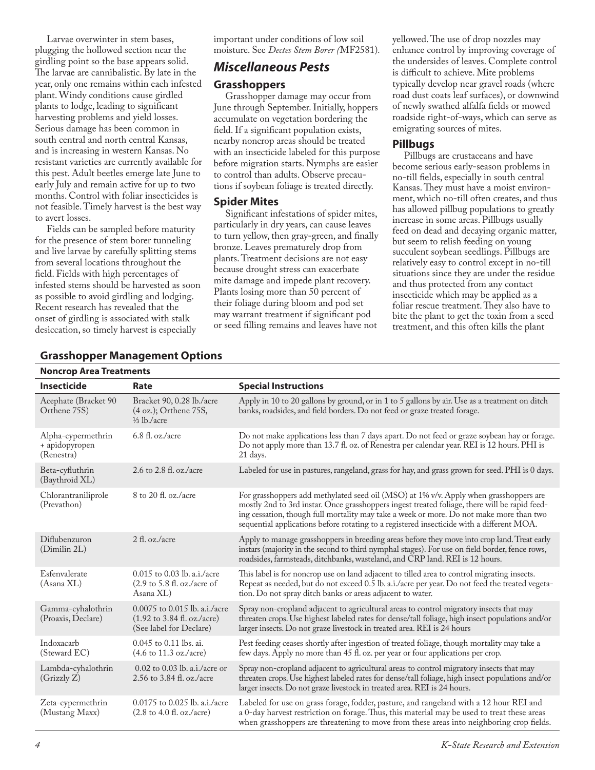Larvae overwinter in stem bases, plugging the hollowed section near the girdling point so the base appears solid. The larvae are cannibalistic. By late in the year, only one remains within each infested plant. Windy conditions cause girdled plants to lodge, leading to significant harvesting problems and yield losses. Serious damage has been common in south central and north central Kansas, and is increasing in western Kansas. No resistant varieties are currently available for this pest. Adult beetles emerge late June to early July and remain active for up to two months. Control with foliar insecticides is not feasible. Timely harvest is the best way to avert losses.

Fields can be sampled before maturity for the presence of stem borer tunneling and live larvae by carefully splitting stems from several locations throughout the field. Fields with high percentages of infested stems should be harvested as soon as possible to avoid girdling and lodging. Recent research has revealed that the onset of girdling is associated with stalk desiccation, so timely harvest is especially important under conditions of low soil moisture. See *Dectes Stem Borer (*MF2581).

## *Miscellaneous Pests*

### Grasshoppers

Grasshopper damage may occur from June through September. Initially, hoppers accumulate on vegetation bordering the field. If a significant population exists, nearby noncrop areas should be treated with an insecticide labeled for this purpose before migration starts. Nymphs are easier to control than adults. Observe precautions if soybean foliage is treated directly.

### Spider Mites

Significant infestations of spider mites, particularly in dry years, can cause leaves to turn yellow, then gray-green, and finally bronze. Leaves prematurely drop from plants. Treatment decisions are not easy because drought stress can exacerbate mite damage and impede plant recovery. Plants losing more than 50 percent of their foliage during bloom and pod set may warrant treatment if significant pod or seed filling remains and leaves have not yellowed. The use of drop nozzles may enhance control by improving coverage of the undersides of leaves. Complete control is difficult to achieve. Mite problems typically develop near gravel roads (where road dust coats leaf surfaces), or downwind of newly swathed alfalfa fields or mowed roadside right-of-ways, which can serve as emigrating sources of mites.

### Pillbugs

Pillbugs are crustaceans and have become serious early-season problems in no-till fields, especially in south central Kansas. They must have a moist environment, which no-till often creates, and thus has allowed pillbug populations to greatly increase in some areas. Pillbugs usually feed on dead and decaying organic matter, but seem to relish feeding on young succulent soybean seedlings. Pillbugs are relatively easy to control except in no-till situations since they are under the residue and thus protected from any contact insecticide which may be applied as a foliar rescue treatment. They also have to bite the plant to get the toxin from a seed treatment, and this often kills the plant

### Grasshopper Management Options

**Noncrop Area Treatments**

| Insecticide | Rate | Special Instructions |
|---|---|---|
| Acephate (Bracket 90 Orthene 75S) | Bracket 90, 0.28 lb./acre (4 oz.); Orthene 75S, ⅓ lb./acre | Apply in 10 to 20 gallons by ground, or in 1 to 5 gallons by air. Use as a treatment on ditch banks, roadsides, and field borders. Do not feed or graze treated forage. |
| Alpha-cypermethrin + apidopyropen (Renestra) | 6.8 fl. oz./acre | Do not make applications less than 7 days apart. Do not feed or graze soybean hay or forage. Do not apply more than 13.7 fl. oz. of Renestra per calendar year. REI is 12 hours. PHI is 21 days. |
| Beta-cyfluthrin (Baythroid XL) | 2.6 to 2.8 fl. oz./acre | Labeled for use in pastures, rangeland, grass for hay, and grass grown for seed. PHI is 0 days. |
| Chlorantraniliprole (Prevathon) | 8 to 20 fl. oz./acre | For grasshoppers add methylated seed oil (MSO) at 1% v/v. Apply when grasshoppers are mostly 2nd to 3rd instar. Once grasshoppers ingest treated foliage, there will be rapid feeding cessation, though full mortality may take a week or more. Do not make more than two sequential applications before rotating to a registered insecticide with a different MOA. |
| Diflubenzuron (Dimilin 2L) | 2 fl. oz./acre | Apply to manage grasshoppers in breeding areas before they move into crop land. Treat early instars (majority in the second to third nymphal stages). For use on field border, fence rows, roadsides, farmsteads, ditchbanks, wasteland, and CRP land. REI is 12 hours. |
| Esfenvalerate (Asana XL) | 0.015 to 0.03 lb. a.i./acre (2.9 to 5.8 fl. oz./acre of Asana XL) | This label is for noncrop use on land adjacent to tilled area to control migrating insects. Repeat as needed, but do not exceed 0.5 lb. a.i./acre per year. Do not feed the treated vegetation. Do not spray ditch banks or areas adjacent to water. |
| Gamma-cyhalothrin (Proaxis, Declare) | 0.0075 to 0.015 lb. a.i./acre (1.92 to 3.84 fl. oz./acre) (See label for Declare) | Spray non-cropland adjacent to agricultural areas to control migratory insects that may threaten crops. Use highest labeled rates for dense/tall foliage, high insect populations and/or larger insects. Do not graze livestock in treated area. REI is 24 hours |
| Indoxacarb (Steward EC) | 0.045 to 0.11 lbs. ai. (4.6 to 11.3 oz./acre) | Pest feeding ceases shortly after ingestion of treated foliage, though mortality may take a few days. Apply no more than 45 fl. oz. per year or four applications per crop. |
| Lambda-cyhalothrin (Grizzly Z) | 0.02 to 0.03 lb. a.i./acre or 2.56 to 3.84 fl. oz./acre | Spray non-cropland adjacent to agricultural areas to control migratory insects that may threaten crops. Use highest labeled rates for dense/tall foliage, high insect populations and/or larger insects. Do not graze livestock in treated area. REI is 24 hours. |
| Zeta-cypermethrin (Mustang Maxx) | 0.0175 to 0.025 lb. a.i./acre (2.8 to 4.0 fl. oz./acre) | Labeled for use on grass forage, fodder, pasture, and rangeland with a 12 hour REI and a 0-day harvest restriction on forage. Thus, this material may be used to treat these areas when grasshoppers are threatening to move from these areas into neighboring crop fields. |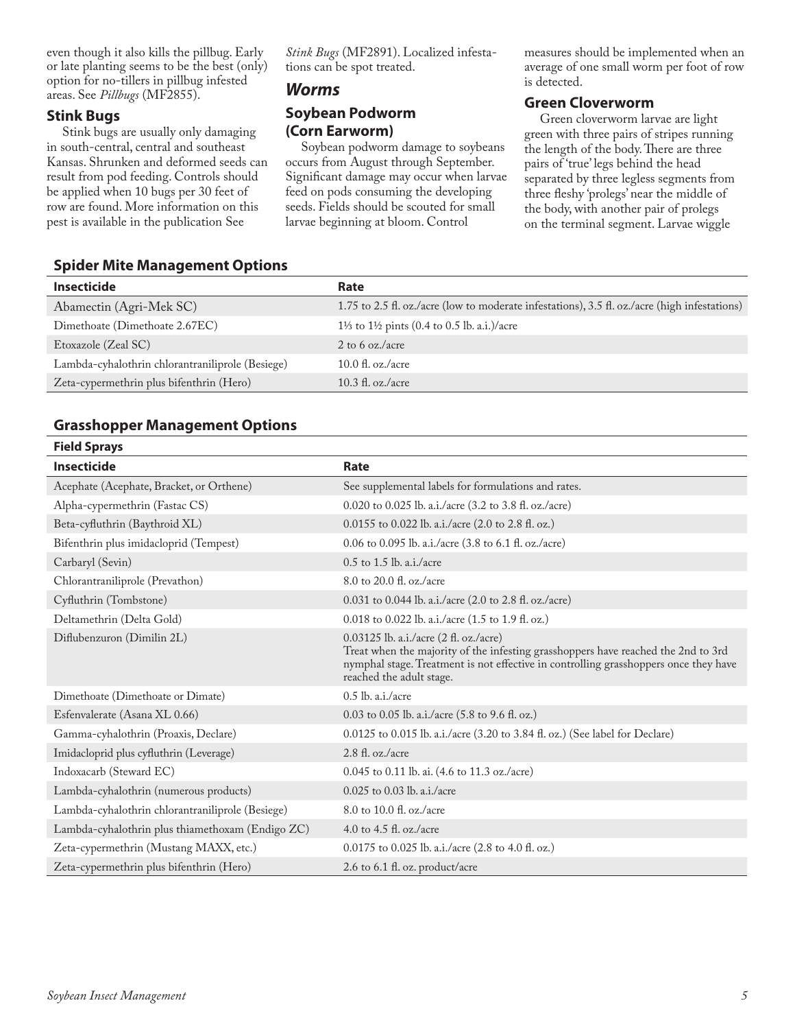even though it also kills the pillbug. Early or late planting seems to be the best (only) option for no-tillers in pillbug infested areas. See *Pillbugs* (MF2855).

### Stink Bugs

Stink bugs are usually only damaging in south-central, central and southeast Kansas. Shrunken and deformed seeds can result from pod feeding. Controls should be applied when 10 bugs per 30 feet of row are found. More information on this pest is available in the publication See *Stink Bugs* (MF2891). Localized infestations can be spot treated.

## *Worms*

### Soybean Podworm (Corn Earworm)

Soybean podworm damage to soybeans occurs from August through September. Significant damage may occur when larvae feed on pods consuming the developing seeds. Fields should be scouted for small larvae beginning at bloom. Control measures should be implemented when an average of one small worm per foot of row is detected.

### Green Cloverworm

Green cloverworm larvae are light green with three pairs of stripes running the length of the body. There are three pairs of 'true' legs behind the head separated by three legless segments from three fleshy 'prolegs' near the middle of the body, with another pair of prolegs on the terminal segment. Larvae wiggle

### Spider Mite Management Options

| Insecticide | Rate |
|---|---|
| Abamectin (Agri-Mek SC) | 1.75 to 2.5 fl. oz./acre (low to moderate infestations), 3.5 fl. oz./acre (high infestations) |
| Dimethoate (Dimethoate 2.67EC) | 1⅓ to 1½ pints (0.4 to 0.5 lb. a.i.)/acre |
| Etoxazole (Zeal SC) | 2 to 6 oz./acre |
| Lambda-cyhalothrin chlorantraniliprole (Besiege) | 10.0 fl. oz./acre |
| Zeta-cypermethrin plus bifenthrin (Hero) | 10.3 fl. oz./acre |

### Grasshopper Management Options

**Field Sprays**

| Insecticide | Rate |
|---|---|
| Acephate (Acephate, Bracket, or Orthene) | See supplemental labels for formulations and rates. |
| Alpha-cypermethrin (Fastac CS) | 0.020 to 0.025 lb. a.i./acre (3.2 to 3.8 fl. oz./acre) |
| Beta-cyfluthrin (Baythroid XL) | 0.0155 to 0.022 lb. a.i./acre (2.0 to 2.8 fl. oz.) |
| Bifenthrin plus imidacloprid (Tempest) | 0.06 to 0.095 lb. a.i./acre (3.8 to 6.1 fl. oz./acre) |
| Carbaryl (Sevin) | 0.5 to 1.5 lb. a.i./acre |
| Chlorantraniliprole (Prevathon) | 8.0 to 20.0 fl. oz./acre |
| Cyfluthrin (Tombstone) | 0.031 to 0.044 lb. a.i./acre (2.0 to 2.8 fl. oz./acre) |
| Deltamethrin (Delta Gold) | 0.018 to 0.022 lb. a.i./acre (1.5 to 1.9 fl. oz.) |
| Diflubenzuron (Dimilin 2L) | 0.03125 lb. a.i./acre (2 fl. oz./acre) Treat when the majority of the infesting grasshoppers have reached the 2nd to 3rd nymphal stage. Treatment is not effective in controlling grasshoppers once they have reached the adult stage. |
| Dimethoate (Dimethoate or Dimate) | 0.5 lb. a.i./acre |
| Esfenvalerate (Asana XL 0.66) | 0.03 to 0.05 lb. a.i./acre (5.8 to 9.6 fl. oz.) |
| Gamma-cyhalothrin (Proaxis, Declare) | 0.0125 to 0.015 lb. a.i./acre (3.20 to 3.84 fl. oz.) (See label for Declare) |
| Imidacloprid plus cyfluthrin (Leverage) | 2.8 fl. oz./acre |
| Indoxacarb (Steward EC) | 0.045 to 0.11 lb. ai. (4.6 to 11.3 oz./acre) |
| Lambda-cyhalothrin (numerous products) | 0.025 to 0.03 lb. a.i./acre |
| Lambda-cyhalothrin chlorantraniliprole (Besiege) | 8.0 to 10.0 fl. oz./acre |
| Lambda-cyhalothrin plus thiamethoxam (Endigo ZC) | 4.0 to 4.5 fl. oz./acre |
| Zeta-cypermethrin (Mustang MAXX, etc.) | 0.0175 to 0.025 lb. a.i./acre (2.8 to 4.0 fl. oz.) |
| Zeta-cypermethrin plus bifenthrin (Hero) | 2.6 to 6.1 fl. oz. product/acre |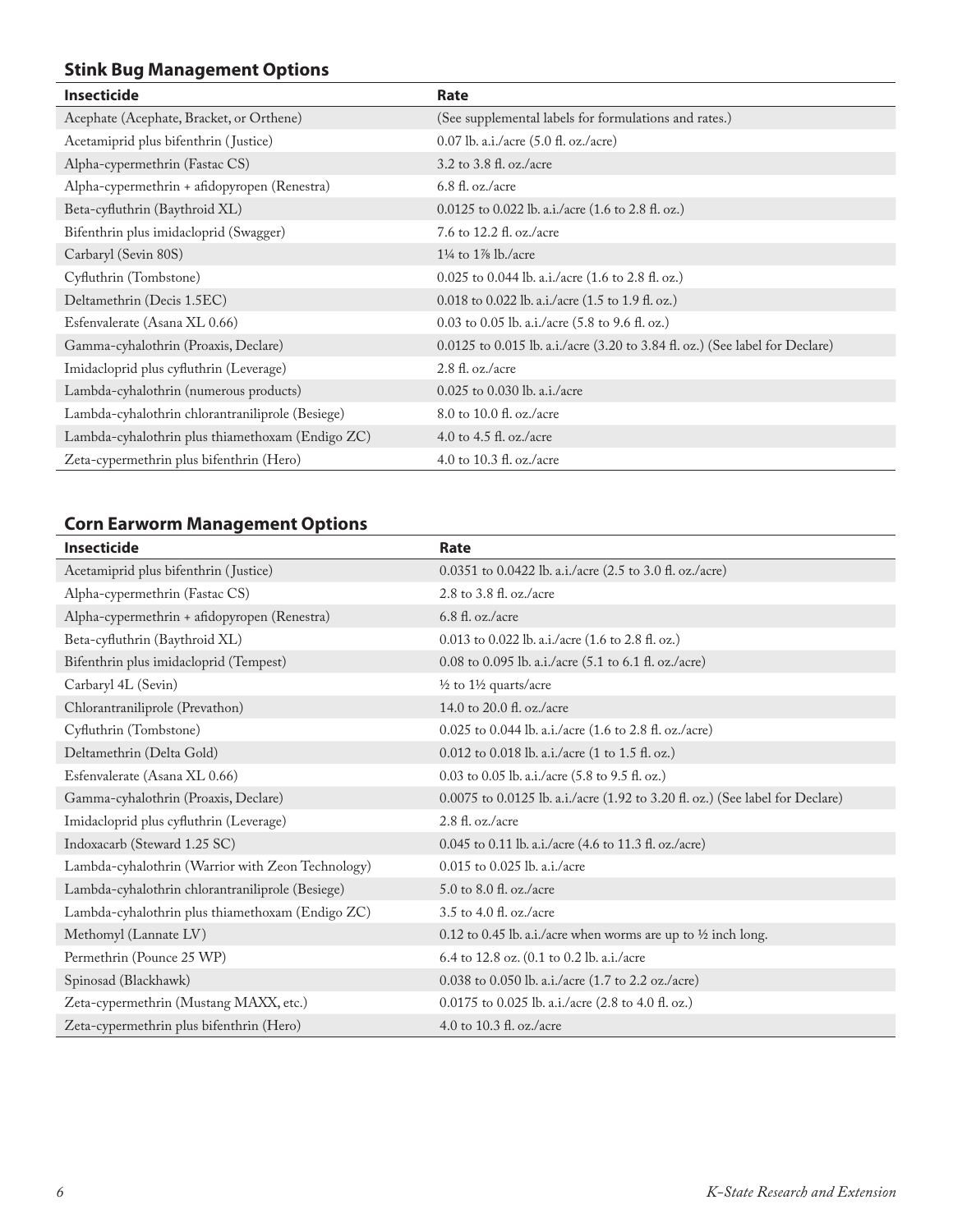## Stink Bug Management Options

| Insecticide | Rate |
|---|---|
| Acephate (Acephate, Bracket, or Orthene) | (See supplemental labels for formulations and rates.) |
| Acetamiprid plus bifenthrin (Justice) | 0.07 lb. a.i./acre (5.0 fl. oz./acre) |
| Alpha-cypermethrin (Fastac CS) | 3.2 to 3.8 fl. oz./acre |
| Alpha-cypermethrin + afidopyropen (Renestra) | 6.8 fl. oz./acre |
| Beta-cyfluthrin (Baythroid XL) | 0.0125 to 0.022 lb. a.i./acre (1.6 to 2.8 fl. oz.) |
| Bifenthrin plus imidacloprid (Swagger) | 7.6 to 12.2 fl. oz./acre |
| Carbaryl (Sevin 80S) | 1¼ to 1⅞ lb./acre |
| Cyfluthrin (Tombstone) | 0.025 to 0.044 lb. a.i./acre (1.6 to 2.8 fl. oz.) |
| Deltamethrin (Decis 1.5EC) | 0.018 to 0.022 lb. a.i./acre (1.5 to 1.9 fl. oz.) |
| Esfenvalerate (Asana XL 0.66) | 0.03 to 0.05 lb. a.i./acre (5.8 to 9.6 fl. oz.) |
| Gamma-cyhalothrin (Proaxis, Declare) | 0.0125 to 0.015 lb. a.i./acre (3.20 to 3.84 fl. oz.) (See label for Declare) |
| Imidacloprid plus cyfluthrin (Leverage) | 2.8 fl. oz./acre |
| Lambda-cyhalothrin (numerous products) | 0.025 to 0.030 lb. a.i./acre |
| Lambda-cyhalothrin chlorantraniliprole (Besiege) | 8.0 to 10.0 fl. oz./acre |
| Lambda-cyhalothrin plus thiamethoxam (Endigo ZC) | 4.0 to 4.5 fl. oz./acre |
| Zeta-cypermethrin plus bifenthrin (Hero) | 4.0 to 10.3 fl. oz./acre |

## Corn Earworm Management Options

| Insecticide | Rate |
|---|---|
| Acetamiprid plus bifenthrin (Justice) | 0.0351 to 0.0422 lb. a.i./acre (2.5 to 3.0 fl. oz./acre) |
| Alpha-cypermethrin (Fastac CS) | 2.8 to 3.8 fl. oz./acre |
| Alpha-cypermethrin + afidopyropen (Renestra) | 6.8 fl. oz./acre |
| Beta-cyfluthrin (Baythroid XL) | 0.013 to 0.022 lb. a.i./acre (1.6 to 2.8 fl. oz.) |
| Bifenthrin plus imidacloprid (Tempest) | 0.08 to 0.095 lb. a.i./acre (5.1 to 6.1 fl. oz./acre) |
| Carbaryl 4L (Sevin) | ½ to 1½ quarts/acre |
| Chlorantraniliprole (Prevathon) | 14.0 to 20.0 fl. oz./acre |
| Cyfluthrin (Tombstone) | 0.025 to 0.044 lb. a.i./acre (1.6 to 2.8 fl. oz./acre) |
| Deltamethrin (Delta Gold) | 0.012 to 0.018 lb. a.i./acre (1 to 1.5 fl. oz.) |
| Esfenvalerate (Asana XL 0.66) | 0.03 to 0.05 lb. a.i./acre (5.8 to 9.5 fl. oz.) |
| Gamma-cyhalothrin (Proaxis, Declare) | 0.0075 to 0.0125 lb. a.i./acre (1.92 to 3.20 fl. oz.) (See label for Declare) |
| Imidacloprid plus cyfluthrin (Leverage) | 2.8 fl. oz./acre |
| Indoxacarb (Steward 1.25 SC) | 0.045 to 0.11 lb. a.i./acre (4.6 to 11.3 fl. oz./acre) |
| Lambda-cyhalothrin (Warrior with Zeon Technology) | 0.015 to 0.025 lb. a.i./acre |
| Lambda-cyhalothrin chlorantraniliprole (Besiege) | 5.0 to 8.0 fl. oz./acre |
| Lambda-cyhalothrin plus thiamethoxam (Endigo ZC) | 3.5 to 4.0 fl. oz./acre |
| Methomyl (Lannate LV) | 0.12 to 0.45 lb. a.i./acre when worms are up to ½ inch long. |
| Permethrin (Pounce 25 WP) | 6.4 to 12.8 oz. (0.1 to 0.2 lb. a.i./acre |
| Spinosad (Blackhawk) | 0.038 to 0.050 lb. a.i./acre (1.7 to 2.2 oz./acre) |
| Zeta-cypermethrin (Mustang MAXX, etc.) | 0.0175 to 0.025 lb. a.i./acre (2.8 to 4.0 fl. oz.) |
| Zeta-cypermethrin plus bifenthrin (Hero) | 4.0 to 10.3 fl. oz./acre |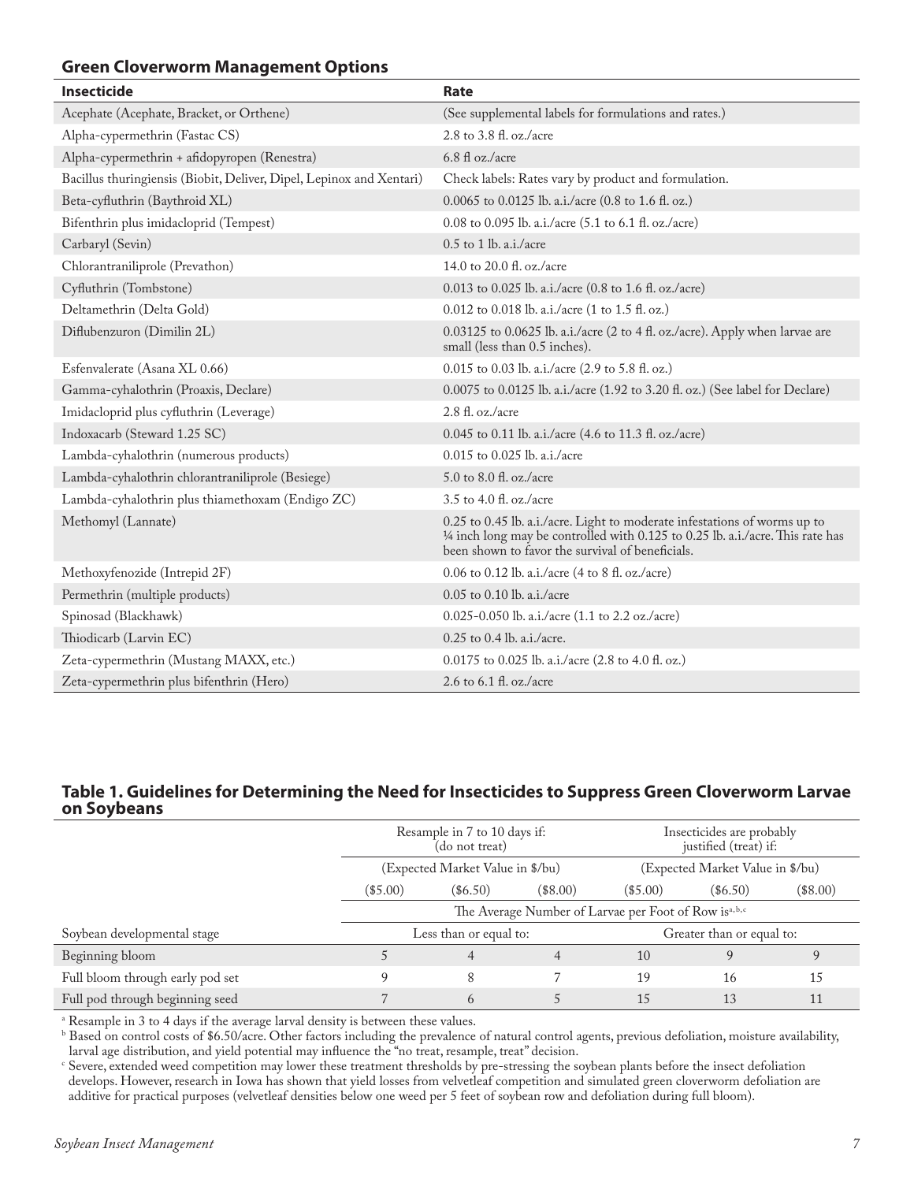## Green Cloverworm Management Options

| Insecticide | Rate |
|---|---|
| Acephate (Acephate, Bracket, or Orthene) | (See supplemental labels for formulations and rates.) |
| Alpha-cypermethrin (Fastac CS) | 2.8 to 3.8 fl. oz./acre |
| Alpha-cypermethrin + afidopyropen (Renestra) | 6.8 fl oz./acre |
| Bacillus thuringiensis (Biobit, Deliver, Dipel, Lepinox and Xentari) | Check labels: Rates vary by product and formulation. |
| Beta-cyfluthrin (Baythroid XL) | 0.0065 to 0.0125 lb. a.i./acre (0.8 to 1.6 fl. oz.) |
| Bifenthrin plus imidacloprid (Tempest) | 0.08 to 0.095 lb. a.i./acre (5.1 to 6.1 fl. oz./acre) |
| Carbaryl (Sevin) | 0.5 to 1 lb. a.i./acre |
| Chlorantraniliprole (Prevathon) | 14.0 to 20.0 fl. oz./acre |
| Cyfluthrin (Tombstone) | 0.013 to 0.025 lb. a.i./acre (0.8 to 1.6 fl. oz./acre) |
| Deltamethrin (Delta Gold) | 0.012 to 0.018 lb. a.i./acre (1 to 1.5 fl. oz.) |
| Diflubenzuron (Dimilin 2L) | 0.03125 to 0.0625 lb. a.i./acre (2 to 4 fl. oz./acre). Apply when larvae are small (less than 0.5 inches). |
| Esfenvalerate (Asana XL 0.66) | 0.015 to 0.03 lb. a.i./acre (2.9 to 5.8 fl. oz.) |
| Gamma-cyhalothrin (Proaxis, Declare) | 0.0075 to 0.0125 lb. a.i./acre (1.92 to 3.20 fl. oz.) (See label for Declare) |
| Imidacloprid plus cyfluthrin (Leverage) | 2.8 fl. oz./acre |
| Indoxacarb (Steward 1.25 SC) | 0.045 to 0.11 lb. a.i./acre (4.6 to 11.3 fl. oz./acre) |
| Lambda-cyhalothrin (numerous products) | 0.015 to 0.025 lb. a.i./acre |
| Lambda-cyhalothrin chlorantraniliprole (Besiege) | 5.0 to 8.0 fl. oz./acre |
| Lambda-cyhalothrin plus thiamethoxam (Endigo ZC) | 3.5 to 4.0 fl. oz./acre |
| Methomyl (Lannate) | 0.25 to 0.45 lb. a.i./acre. Light to moderate infestations of worms up to ¼ inch long may be controlled with 0.125 to 0.25 lb. a.i./acre. This rate has been shown to favor the survival of beneficials. |
| Methoxyfenozide (Intrepid 2F) | 0.06 to 0.12 lb. a.i./acre (4 to 8 fl. oz./acre) |
| Permethrin (multiple products) | 0.05 to 0.10 lb. a.i./acre |
| Spinosad (Blackhawk) | 0.025-0.050 lb. a.i./acre (1.1 to 2.2 oz./acre) |
| Thiodicarb (Larvin EC) | 0.25 to 0.4 lb. a.i./acre. |
| Zeta-cypermethrin (Mustang MAXX, etc.) | 0.0175 to 0.025 lb. a.i./acre (2.8 to 4.0 fl. oz.) |
| Zeta-cypermethrin plus bifenthrin (Hero) | 2.6 to 6.1 fl. oz./acre |

## Table 1. Guidelines for Determining the Need for Insecticides to Suppress Green Cloverworm Larvae on Soybeans

| | Resample in 7 to 10 days if: (do not treat) | | | Insecticides are probably justified (treat) if: | | |
|---|---|---|---|---|---|---|
| | (Expected Market Value in $/bu) | | | (Expected Market Value in $/bu) | | |
| | ($5.00) | ($6.50) | ($8.00) | ($5.00) | ($6.50) | ($8.00) |
| | The Average Number of Larvae per Foot of Row is[a,b,c] | | | | | |
| Soybean developmental stage | Less than or equal to: | | | Greater than or equal to: | | |
| Beginning bloom | 5 | 4 | 4 | 10 | 9 | 9 |
| Full bloom through early pod set | 9 | 8 | 7 | 19 | 16 | 15 |
| Full pod through beginning seed | 7 | 6 | 5 | 15 | 13 | 11 |

[a] Resample in 3 to 4 days if the average larval density is between these values.

[b] Based on control costs of $6.50/acre. Other factors including the prevalence of natural control agents, previous defoliation, moisture availability, larval age distribution, and yield potential may influence the "no treat, resample, treat" decision.

[c] Severe, extended weed competition may lower these treatment thresholds by pre-stressing the soybean plants before the insect defoliation develops. However, research in Iowa has shown that yield losses from velvetleaf competition and simulated green cloverworm defoliation are additive for practical purposes (velvetleaf densities below one weed per 5 feet of soybean row and defoliation during full bloom).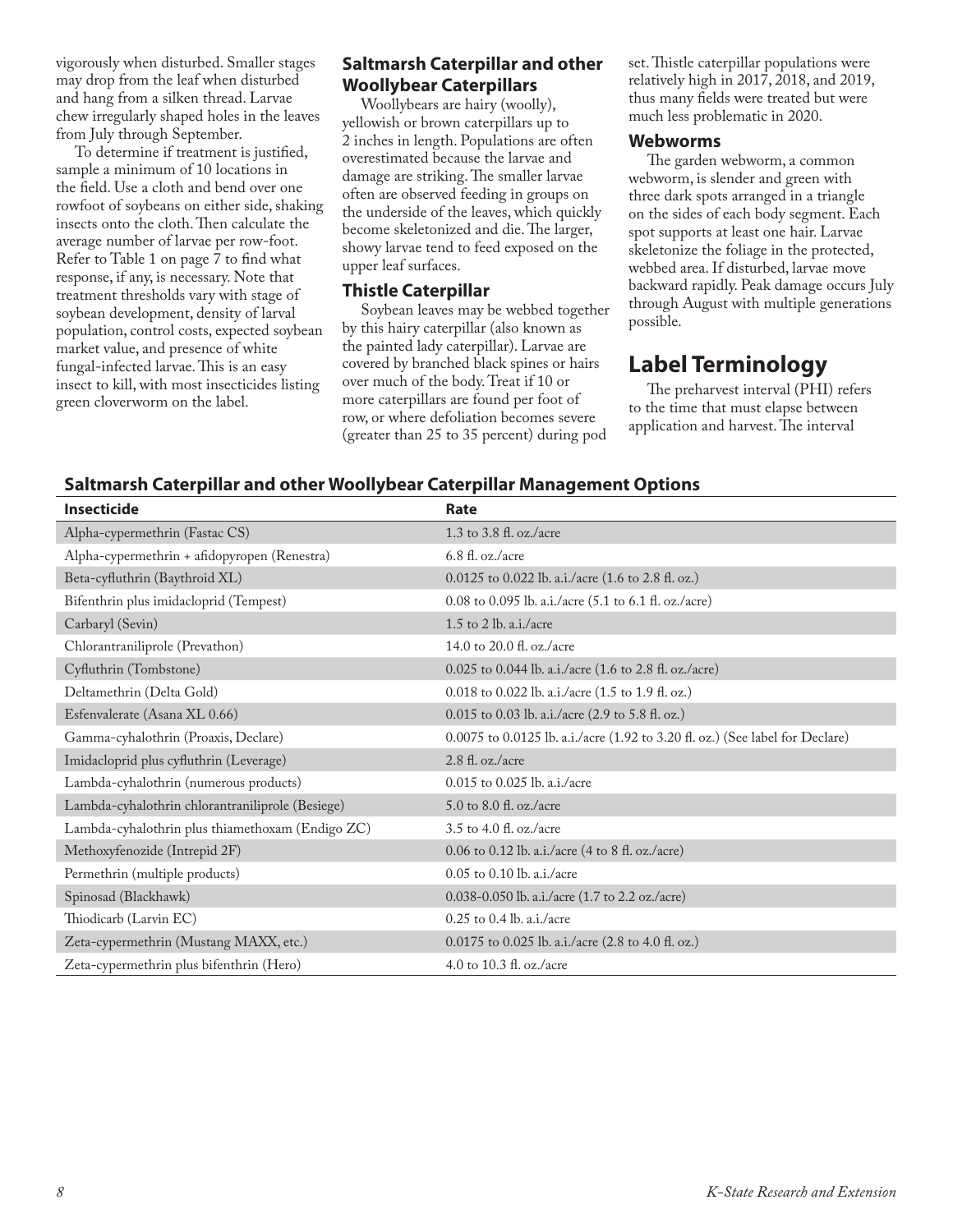vigorously when disturbed. Smaller stages may drop from the leaf when disturbed and hang from a silken thread. Larvae chew irregularly shaped holes in the leaves from July through September.

To determine if treatment is justified, sample a minimum of 10 locations in the field. Use a cloth and bend over one rowfoot of soybeans on either side, shaking insects onto the cloth. Then calculate the average number of larvae per row-foot. Refer to Table 1 on page 7 to find what response, if any, is necessary. Note that treatment thresholds vary with stage of soybean development, density of larval population, control costs, expected soybean market value, and presence of white fungal-infected larvae. This is an easy insect to kill, with most insecticides listing green cloverworm on the label.

### Saltmarsh Caterpillar and other Woollybear Caterpillars

Woollybears are hairy (woolly), yellowish or brown caterpillars up to 2 inches in length. Populations are often overestimated because the larvae and damage are striking. The smaller larvae often are observed feeding in groups on the underside of the leaves, which quickly become skeletonized and die. The larger, showy larvae tend to feed exposed on the upper leaf surfaces.

### Thistle Caterpillar

Soybean leaves may be webbed together by this hairy caterpillar (also known as the painted lady caterpillar). Larvae are covered by branched black spines or hairs over much of the body. Treat if 10 or more caterpillars are found per foot of row, or where defoliation becomes severe (greater than 25 to 35 percent) during pod set. Thistle caterpillar populations were relatively high in 2017, 2018, and 2019, thus many fields were treated but were much less problematic in 2020.

### Webworms

The garden webworm, a common webworm, is slender and green with three dark spots arranged in a triangle on the sides of each body segment. Each spot supports at least one hair. Larvae skeletonize the foliage in the protected, webbed area. If disturbed, larvae move backward rapidly. Peak damage occurs July through August with multiple generations possible.

## Label Terminology

The preharvest interval (PHI) refers to the time that must elapse between application and harvest. The interval

### Saltmarsh Caterpillar and other Woollybear Caterpillar Management Options

| Insecticide | Rate |
|---|---|
| Alpha-cypermethrin (Fastac CS) | 1.3 to 3.8 fl. oz./acre |
| Alpha-cypermethrin + afidopyropen (Renestra) | 6.8 fl. oz./acre |
| Beta-cyfluthrin (Baythroid XL) | 0.0125 to 0.022 lb. a.i./acre (1.6 to 2.8 fl. oz.) |
| Bifenthrin plus imidacloprid (Tempest) | 0.08 to 0.095 lb. a.i./acre (5.1 to 6.1 fl. oz./acre) |
| Carbaryl (Sevin) | 1.5 to 2 lb. a.i./acre |
| Chlorantraniliprole (Prevathon) | 14.0 to 20.0 fl. oz./acre |
| Cyfluthrin (Tombstone) | 0.025 to 0.044 lb. a.i./acre (1.6 to 2.8 fl. oz./acre) |
| Deltamethrin (Delta Gold) | 0.018 to 0.022 lb. a.i./acre (1.5 to 1.9 fl. oz.) |
| Esfenvalerate (Asana XL 0.66) | 0.015 to 0.03 lb. a.i./acre (2.9 to 5.8 fl. oz.) |
| Gamma-cyhalothrin (Proaxis, Declare) | 0.0075 to 0.0125 lb. a.i./acre (1.92 to 3.20 fl. oz.) (See label for Declare) |
| Imidacloprid plus cyfluthrin (Leverage) | 2.8 fl. oz./acre |
| Lambda-cyhalothrin (numerous products) | 0.015 to 0.025 lb. a.i./acre |
| Lambda-cyhalothrin chlorantraniliprole (Besiege) | 5.0 to 8.0 fl. oz./acre |
| Lambda-cyhalothrin plus thiamethoxam (Endigo ZC) | 3.5 to 4.0 fl. oz./acre |
| Methoxyfenozide (Intrepid 2F) | 0.06 to 0.12 lb. a.i./acre (4 to 8 fl. oz./acre) |
| Permethrin (multiple products) | 0.05 to 0.10 lb. a.i./acre |
| Spinosad (Blackhawk) | 0.038-0.050 lb. a.i./acre (1.7 to 2.2 oz./acre) |
| Thiodicarb (Larvin EC) | 0.25 to 0.4 lb. a.i./acre |
| Zeta-cypermethrin (Mustang MAXX, etc.) | 0.0175 to 0.025 lb. a.i./acre (2.8 to 4.0 fl. oz.) |
| Zeta-cypermethrin plus bifenthrin (Hero) | 4.0 to 10.3 fl. oz./acre |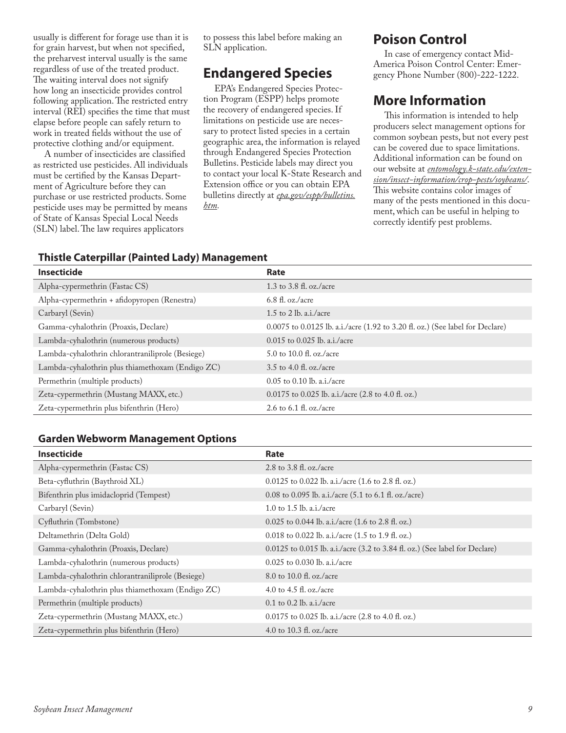usually is different for forage use than it is for grain harvest, but when not specified, the preharvest interval usually is the same regardless of use of the treated product. The waiting interval does not signify how long an insecticide provides control following application. The restricted entry interval (REI) specifies the time that must elapse before people can safely return to work in treated fields without the use of protective clothing and/or equipment.

A number of insecticides are classified as restricted use pesticides. All individuals must be certified by the Kansas Department of Agriculture before they can purchase or use restricted products. Some pesticide uses may be permitted by means of State of Kansas Special Local Needs (SLN) label. The law requires applicators to possess this label before making an SLN application.

## Endangered Species

EPA's Endangered Species Protection Program (ESPP) helps promote the recovery of endangered species. If limitations on pesticide use are necessary to protect listed species in a certain geographic area, the information is relayed through Endangered Species Protection Bulletins. Pesticide labels may direct you to contact your local K-State Research and Extension office or you can obtain EPA bulletins directly at *epa.gov/espp/bulletins.htm*.

## Poison Control

In case of emergency contact Mid-America Poison Control Center: Emergency Phone Number (800)-222-1222.

## More Information

This information is intended to help producers select management options for common soybean pests, but not every pest can be covered due to space limitations. Additional information can be found on our website at *entomology.k-state.edu/extension/insect-information/crop-pests/soybeans/*. This website contains color images of many of the pests mentioned in this document, which can be useful in helping to correctly identify pest problems.

### Thistle Caterpillar (Painted Lady) Management

| Insecticide | Rate |
|---|---|
| Alpha-cypermethrin (Fastac CS) | 1.3 to 3.8 fl. oz./acre |
| Alpha-cypermethrin + afidopyropen (Renestra) | 6.8 fl. oz./acre |
| Carbaryl (Sevin) | 1.5 to 2 lb. a.i./acre |
| Gamma-cyhalothrin (Proaxis, Declare) | 0.0075 to 0.0125 lb. a.i./acre (1.92 to 3.20 fl. oz.) (See label for Declare) |
| Lambda-cyhalothrin (numerous products) | 0.015 to 0.025 lb. a.i./acre |
| Lambda-cyhalothrin chlorantraniliprole (Besiege) | 5.0 to 10.0 fl. oz./acre |
| Lambda-cyhalothrin plus thiamethoxam (Endigo ZC) | 3.5 to 4.0 fl. oz./acre |
| Permethrin (multiple products) | 0.05 to 0.10 lb. a.i./acre |
| Zeta-cypermethrin (Mustang MAXX, etc.) | 0.0175 to 0.025 lb. a.i./acre (2.8 to 4.0 fl. oz.) |
| Zeta-cypermethrin plus bifenthrin (Hero) | 2.6 to 6.1 fl. oz./acre |

### Garden Webworm Management Options

| Insecticide | Rate |
|---|---|
| Alpha-cypermethrin (Fastac CS) | 2.8 to 3.8 fl. oz./acre |
| Beta-cyfluthrin (Baythroid XL) | 0.0125 to 0.022 lb. a.i./acre (1.6 to 2.8 fl. oz.) |
| Bifenthrin plus imidacloprid (Tempest) | 0.08 to 0.095 lb. a.i./acre (5.1 to 6.1 fl. oz./acre) |
| Carbaryl (Sevin) | 1.0 to 1.5 lb. a.i./acre |
| Cyfluthrin (Tombstone) | 0.025 to 0.044 lb. a.i./acre (1.6 to 2.8 fl. oz.) |
| Deltamethrin (Delta Gold) | 0.018 to 0.022 lb. a.i./acre (1.5 to 1.9 fl. oz.) |
| Gamma-cyhalothrin (Proaxis, Declare) | 0.0125 to 0.015 lb. a.i./acre (3.2 to 3.84 fl. oz.) (See label for Declare) |
| Lambda-cyhalothrin (numerous products) | 0.025 to 0.030 lb. a.i./acre |
| Lambda-cyhalothrin chlorantraniliprole (Besiege) | 8.0 to 10.0 fl. oz./acre |
| Lambda-cyhalothrin plus thiamethoxam (Endigo ZC) | 4.0 to 4.5 fl. oz./acre |
| Permethrin (multiple products) | 0.1 to 0.2 lb. a.i./acre |
| Zeta-cypermethrin (Mustang MAXX, etc.) | 0.0175 to 0.025 lb. a.i./acre (2.8 to 4.0 fl. oz.) |
| Zeta-cypermethrin plus bifenthrin (Hero) | 4.0 to 10.3 fl. oz./acre |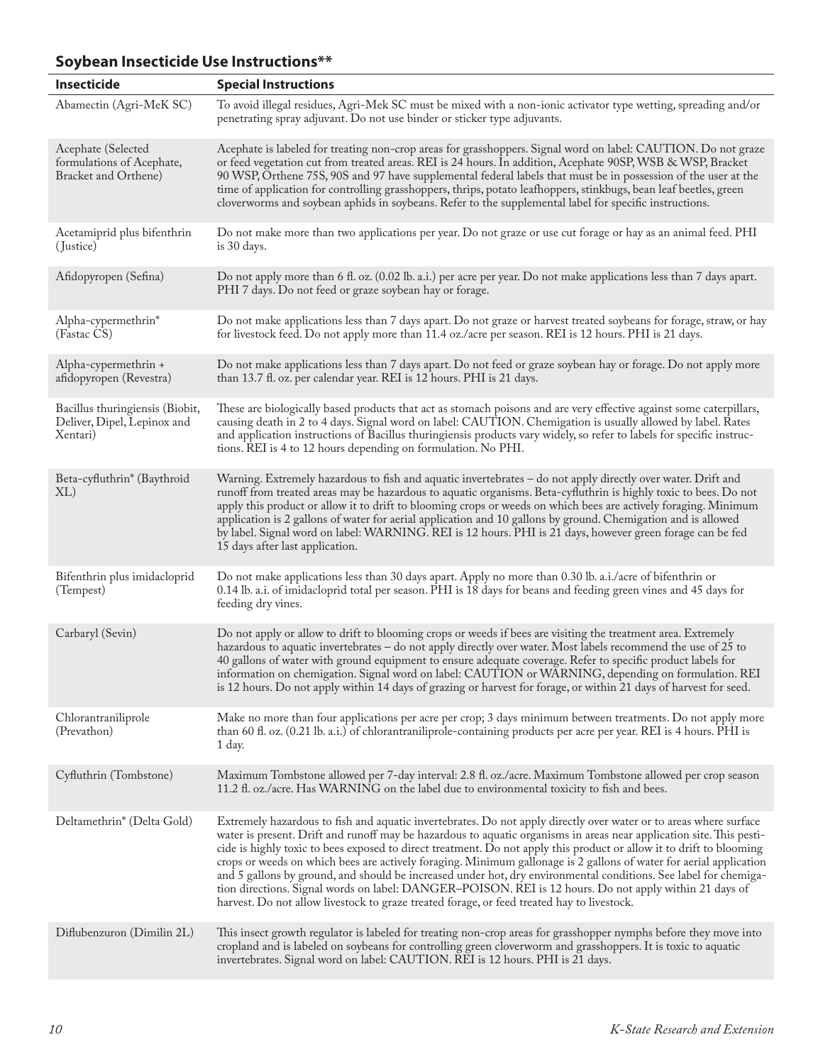## Soybean Insecticide Use Instructions**

| Insecticide | Special Instructions |
|---|---|
| Abamectin (Agri-MeK SC) | To avoid illegal residues, Agri-Mek SC must be mixed with a non-ionic activator type wetting, spreading and/or penetrating spray adjuvant. Do not use binder or sticker type adjuvants. |
| Acephate (Selected formulations of Acephate, Bracket and Orthene) | Acephate is labeled for treating non-crop areas for grasshoppers. Signal word on label: CAUTION. Do not graze or feed vegetation cut from treated areas. REI is 24 hours. In addition, Acephate 90SP, WSB & WSP, Bracket 90 WSP, Orthene 75S, 90S and 97 have supplemental federal labels that must be in possession of the user at the time of application for controlling grasshoppers, thrips, potato leafhoppers, stinkbugs, bean leaf beetles, green cloverworms and soybean aphids in soybeans. Refer to the supplemental label for specific instructions. |
| Acetamiprid plus bifenthrin (Justice) | Do not make more than two applications per year. Do not graze or use cut forage or hay as an animal feed. PHI is 30 days. |
| Afidopyropen (Sefina) | Do not apply more than 6 fl. oz. (0.02 lb. a.i.) per acre per year. Do not make applications less than 7 days apart. PHI 7 days. Do not feed or graze soybean hay or forage. |
| Alpha-cypermethrin* (Fastac CS) | Do not make applications less than 7 days apart. Do not graze or harvest treated soybeans for forage, straw, or hay for livestock feed. Do not apply more than 11.4 oz./acre per season. REI is 12 hours. PHI is 21 days. |
| Alpha-cypermethrin + afidopyropen (Revestra) | Do not make applications less than 7 days apart. Do not feed or graze soybean hay or forage. Do not apply more than 13.7 fl. oz. per calendar year. REI is 12 hours. PHI is 21 days. |
| Bacillus thuringiensis (Biobit, Deliver, Dipel, Lepinox and Xentari) | These are biologically based products that act as stomach poisons and are very effective against some caterpillars, causing death in 2 to 4 days. Signal word on label: CAUTION. Chemigation is usually allowed by label. Rates and application instructions of Bacillus thuringiensis products vary widely, so refer to labels for specific instructions. REI is 4 to 12 hours depending on formulation. No PHI. |
| Beta-cyfluthrin* (Baythroid XL) | Warning. Extremely hazardous to fish and aquatic invertebrates – do not apply directly over water. Drift and runoff from treated areas may be hazardous to aquatic organisms. Beta-cyfluthrin is highly toxic to bees. Do not apply this product or allow it to drift to blooming crops or weeds on which bees are actively foraging. Minimum application is 2 gallons of water for aerial application and 10 gallons by ground. Chemigation and is allowed by label. Signal word on label: WARNING. REI is 12 hours. PHI is 21 days, however green forage can be fed 15 days after last application. |
| Bifenthrin plus imidacloprid (Tempest) | Do not make applications less than 30 days apart. Apply no more than 0.30 lb. a.i./acre of bifenthrin or 0.14 lb. a.i. of imidacloprid total per season. PHI is 18 days for beans and feeding green vines and 45 days for feeding dry vines. |
| Carbaryl (Sevin) | Do not apply or allow to drift to blooming crops or weeds if bees are visiting the treatment area. Extremely hazardous to aquatic invertebrates – do not apply directly over water. Most labels recommend the use of 25 to 40 gallons of water with ground equipment to ensure adequate coverage. Refer to specific product labels for information on chemigation. Signal word on label: CAUTION or WARNING, depending on formulation. REI is 12 hours. Do not apply within 14 days of grazing or harvest for forage, or within 21 days of harvest for seed. |
| Chlorantraniliprole (Prevathon) | Make no more than four applications per acre per crop; 3 days minimum between treatments. Do not apply more than 60 fl. oz. (0.21 lb. a.i.) of chlorantraniliprole-containing products per acre per year. REI is 4 hours. PHI is 1 day. |
| Cyfluthrin (Tombstone) | Maximum Tombstone allowed per 7-day interval: 2.8 fl. oz./acre. Maximum Tombstone allowed per crop season 11.2 fl. oz./acre. Has WARNING on the label due to environmental toxicity to fish and bees. |
| Deltamethrin* (Delta Gold) | Extremely hazardous to fish and aquatic invertebrates. Do not apply directly over water or to areas where surface water is present. Drift and runoff may be hazardous to aquatic organisms in areas near application site. This pesticide is highly toxic to bees exposed to direct treatment. Do not apply this product or allow it to drift to blooming crops or weeds on which bees are actively foraging. Minimum gallonage is 2 gallons of water for aerial application and 5 gallons by ground, and should be increased under hot, dry environmental conditions. See label for chemigation directions. Signal words on label: DANGER–POISON. REI is 12 hours. Do not apply within 21 days of harvest. Do not allow livestock to graze treated forage, or feed treated hay to livestock. |
| Diflubenzuron (Dimilin 2L) | This insect growth regulator is labeled for treating non-crop areas for grasshopper nymphs before they move into cropland and is labeled on soybeans for controlling green cloverworm and grasshoppers. It is toxic to aquatic invertebrates. Signal word on label: CAUTION. REI is 12 hours. PHI is 21 days. |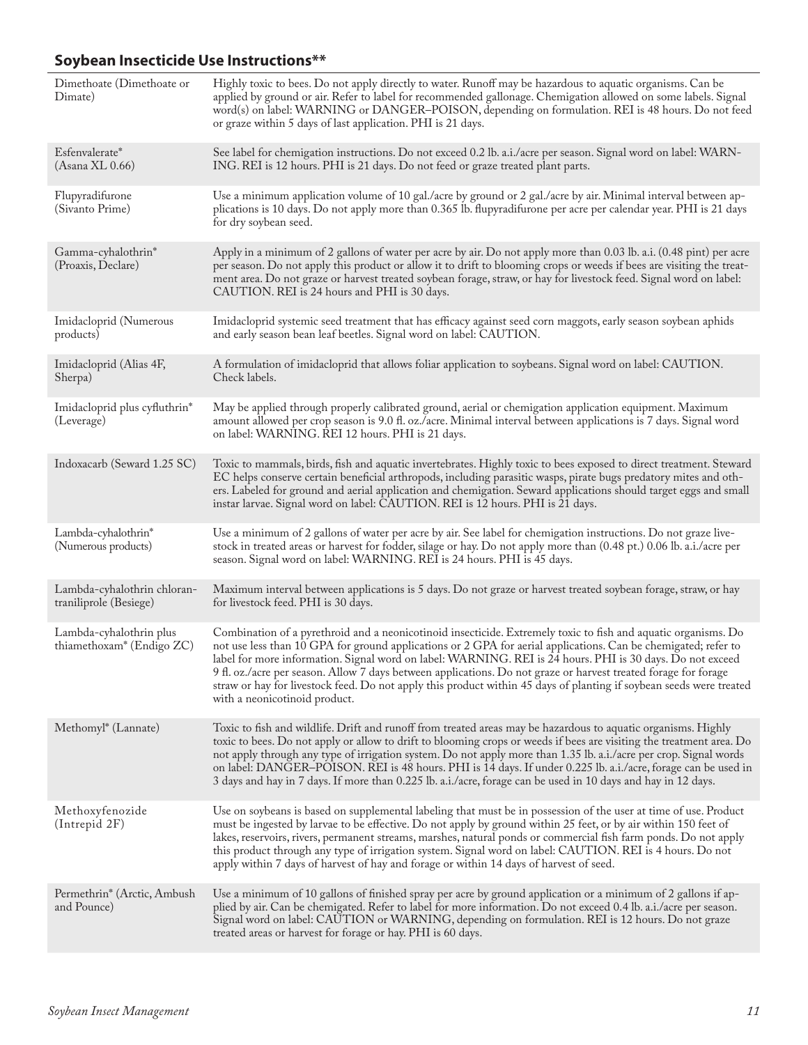## Soybean Insecticide Use Instructions**

| | |
|---|---|
| Dimethoate (Dimethoate or Dimate) | Highly toxic to bees. Do not apply directly to water. Runoff may be hazardous to aquatic organisms. Can be applied by ground or air. Refer to label for recommended gallonage. Chemigation allowed on some labels. Signal word(s) on label: WARNING or DANGER–POISON, depending on formulation. REI is 48 hours. Do not feed or graze within 5 days of last application. PHI is 21 days. |
| Esfenvalerate* (Asana XL 0.66) | See label for chemigation instructions. Do not exceed 0.2 lb. a.i./acre per season. Signal word on label: WARNING. REI is 12 hours. PHI is 21 days. Do not feed or graze treated plant parts. |
| Flupyradifurone (Sivanto Prime) | Use a minimum application volume of 10 gal./acre by ground or 2 gal./acre by air. Minimal interval between applications is 10 days. Do not apply more than 0.365 lb. flupyradifurone per acre per calendar year. PHI is 21 days for dry soybean seed. |
| Gamma-cyhalothrin* (Proaxis, Declare) | Apply in a minimum of 2 gallons of water per acre by air. Do not apply more than 0.03 lb. a.i. (0.48 pint) per acre per season. Do not apply this product or allow it to drift to blooming crops or weeds if bees are visiting the treatment area. Do not graze or harvest treated soybean forage, straw, or hay for livestock feed. Signal word on label: CAUTION. REI is 24 hours and PHI is 30 days. |
| Imidacloprid (Numerous products) | Imidacloprid systemic seed treatment that has efficacy against seed corn maggots, early season soybean aphids and early season bean leaf beetles. Signal word on label: CAUTION. |
| Imidacloprid (Alias 4F, Sherpa) | A formulation of imidacloprid that allows foliar application to soybeans. Signal word on label: CAUTION. Check labels. |
| Imidacloprid plus cyfluthrin* (Leverage) | May be applied through properly calibrated ground, aerial or chemigation application equipment. Maximum amount allowed per crop season is 9.0 fl. oz./acre. Minimal interval between applications is 7 days. Signal word on label: WARNING. REI 12 hours. PHI is 21 days. |
| Indoxacarb (Seward 1.25 SC) | Toxic to mammals, birds, fish and aquatic invertebrates. Highly toxic to bees exposed to direct treatment. Steward EC helps conserve certain beneficial arthropods, including parasitic wasps, pirate bugs predatory mites and others. Labeled for ground and aerial application and chemigation. Seward applications should target eggs and small instar larvae. Signal word on label: CAUTION. REI is 12 hours. PHI is 21 days. |
| Lambda-cyhalothrin* (Numerous products) | Use a minimum of 2 gallons of water per acre by air. See label for chemigation instructions. Do not graze livestock in treated areas or harvest for fodder, silage or hay. Do not apply more than (0.48 pt.) 0.06 lb. a.i./acre per season. Signal word on label: WARNING. REI is 24 hours. PHI is 45 days. |
| Lambda-cyhalothrin chlorantraniliprole (Besiege) | Maximum interval between applications is 5 days. Do not graze or harvest treated soybean forage, straw, or hay for livestock feed. PHI is 30 days. |
| Lambda-cyhalothrin plus thiamethoxam* (Endigo ZC) | Combination of a pyrethroid and a neonicotinoid insecticide. Extremely toxic to fish and aquatic organisms. Do not use less than 10 GPA for ground applications or 2 GPA for aerial applications. Can be chemigated; refer to label for more information. Signal word on label: WARNING. REI is 24 hours. PHI is 30 days. Do not exceed 9 fl. oz./acre per season. Allow 7 days between applications. Do not graze or harvest treated forage for forage straw or hay for livestock feed. Do not apply this product within 45 days of planting if soybean seeds were treated with a neonicotinoid product. |
| Methomyl* (Lannate) | Toxic to fish and wildlife. Drift and runoff from treated areas may be hazardous to aquatic organisms. Highly toxic to bees. Do not apply or allow to drift to blooming crops or weeds if bees are visiting the treatment area. Do not apply through any type of irrigation system. Do not apply more than 1.35 lb. a.i./acre per crop. Signal words on label: DANGER–POISON. REI is 48 hours. PHI is 14 days. If under 0.225 lb. a.i./acre, forage can be used in 3 days and hay in 7 days. If more than 0.225 lb. a.i./acre, forage can be used in 10 days and hay in 12 days. |
| Methoxyfenozide (Intrepid 2F) | Use on soybeans is based on supplemental labeling that must be in possession of the user at time of use. Product must be ingested by larvae to be effective. Do not apply by ground within 25 feet, or by air within 150 feet of lakes, reservoirs, rivers, permanent streams, marshes, natural ponds or commercial fish farm ponds. Do not apply this product through any type of irrigation system. Signal word on label: CAUTION. REI is 4 hours. Do not apply within 7 days of harvest of hay and forage or within 14 days of harvest of seed. |
| Permethrin* (Arctic, Ambush and Pounce) | Use a minimum of 10 gallons of finished spray per acre by ground application or a minimum of 2 gallons if applied by air. Can be chemigated. Refer to label for more information. Do not exceed 0.4 lb. a.i./acre per season. Signal word on label: CAUTION or WARNING, depending on formulation. REI is 12 hours. Do not graze treated areas or harvest for forage or hay. PHI is 60 days. |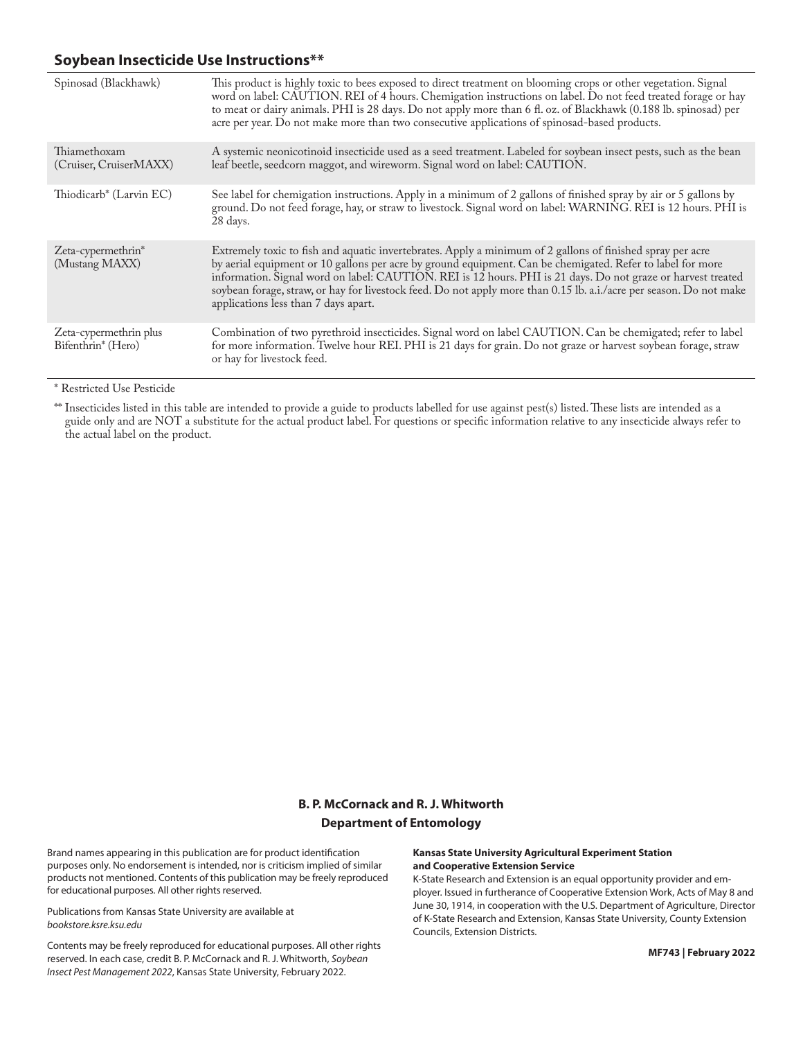## Soybean Insecticide Use Instructions**

| | |
|---|---|
| Spinosad (Blackhawk) | This product is highly toxic to bees exposed to direct treatment on blooming crops or other vegetation. Signal word on label: CAUTION. REI of 4 hours. Chemigation instructions on label. Do not feed treated forage or hay to meat or dairy animals. PHI is 28 days. Do not apply more than 6 fl. oz. of Blackhawk (0.188 lb. spinosad) per acre per year. Do not make more than two consecutive applications of spinosad-based products. |
| Thiamethoxam (Cruiser, CruiserMAXX) | A systemic neonicotinoid insecticide used as a seed treatment. Labeled for soybean insect pests, such as the bean leaf beetle, seedcorn maggot, and wireworm. Signal word on label: CAUTION. |
| Thiodicarb* (Larvin EC) | See label for chemigation instructions. Apply in a minimum of 2 gallons of finished spray by air or 5 gallons by ground. Do not feed forage, hay, or straw to livestock. Signal word on label: WARNING. REI is 12 hours. PHI is 28 days. |
| Zeta-cypermethrin* (Mustang MAXX) | Extremely toxic to fish and aquatic invertebrates. Apply a minimum of 2 gallons of finished spray per acre by aerial equipment or 10 gallons per acre by ground equipment. Can be chemigated. Refer to label for more information. Signal word on label: CAUTION. REI is 12 hours. PHI is 21 days. Do not graze or harvest treated soybean forage, straw, or hay for livestock feed. Do not apply more than 0.15 lb. a.i./acre per season. Do not make applications less than 7 days apart. |
| Zeta-cypermethrin plus Bifenthrin* (Hero) | Combination of two pyrethroid insecticides. Signal word on label CAUTION. Can be chemigated; refer to label for more information. Twelve hour REI. PHI is 21 days for grain. Do not graze or harvest soybean forage, straw or hay for livestock feed. |

* Restricted Use Pesticide

** Insecticides listed in this table are intended to provide a guide to products labelled for use against pest(s) listed. These lists are intended as a guide only and are NOT a substitute for the actual product label. For questions or specific information relative to any insecticide always refer to the actual label on the product.

**B. P. McCornack and R. J. Whitworth**
**Department of Entomology**

Brand names appearing in this publication are for product identification purposes only. No endorsement is intended, nor is criticism implied of similar products not mentioned. Contents of this publication may be freely reproduced for educational purposes. All other rights reserved.

Publications from Kansas State University are available at *bookstore.ksre.ksu.edu*

Contents may be freely reproduced for educational purposes. All other rights reserved. In each case, credit B. P. McCornack and R. J. Whitworth, *Soybean Insect Pest Management 2022*, Kansas State University, February 2022.

**Kansas State University Agricultural Experiment Station and Cooperative Extension Service**

K-State Research and Extension is an equal opportunity provider and employer. Issued in furtherance of Cooperative Extension Work, Acts of May 8 and June 30, 1914, in cooperation with the U.S. Department of Agriculture, Director of K-State Research and Extension, Kansas State University, County Extension Councils, Extension Districts.

**MF743 | February 2022**